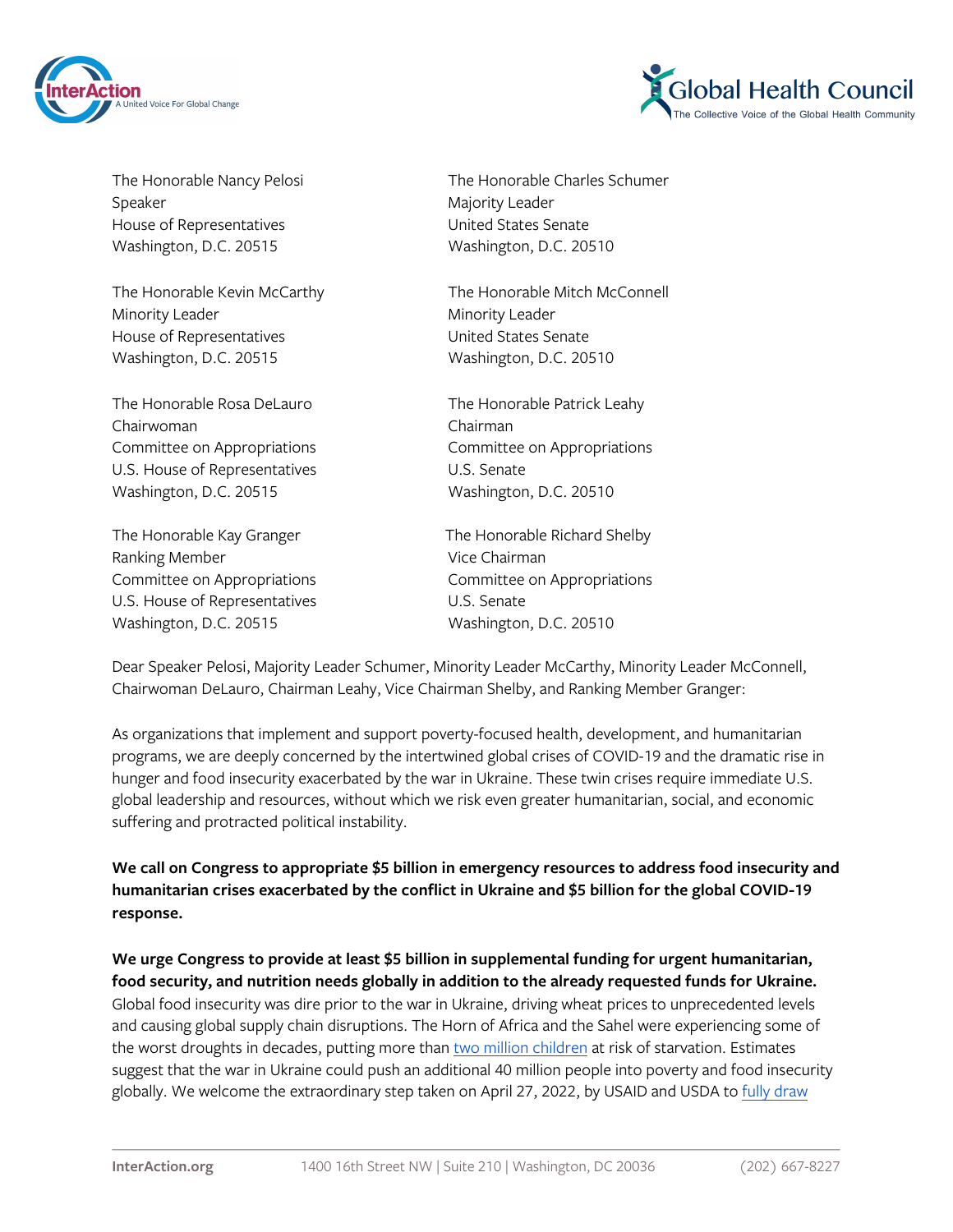InterAction
A United Voice For Global Change

Global Health Council
The Collective Voice of the Global Health Community

The Honorable Nancy Pelosi
Speaker
House of Representatives
Washington, D.C. 20515

The Honorable Charles Schumer
Majority Leader
United States Senate
Washington, D.C. 20510

The Honorable Kevin McCarthy
Minority Leader
House of Representatives
Washington, D.C. 20515

The Honorable Mitch McConnell
Minority Leader
United States Senate
Washington, D.C. 20510

The Honorable Rosa DeLauro
Chairwoman
Committee on Appropriations
U.S. House of Representatives
Washington, D.C. 20515

The Honorable Patrick Leahy
Chairman
Committee on Appropriations
U.S. Senate
Washington, D.C. 20510

The Honorable Kay Granger
Ranking Member
Committee on Appropriations
U.S. House of Representatives
Washington, D.C. 20515

The Honorable Richard Shelby
Vice Chairman
Committee on Appropriations
U.S. Senate
Washington, D.C. 20510

Dear Speaker Pelosi, Majority Leader Schumer, Minority Leader McCarthy, Minority Leader McConnell, Chairwoman DeLauro, Chairman Leahy, Vice Chairman Shelby, and Ranking Member Granger:

As organizations that implement and support poverty-focused health, development, and humanitarian programs, we are deeply concerned by the intertwined global crises of COVID-19 and the dramatic rise in hunger and food insecurity exacerbated by the war in Ukraine. These twin crises require immediate U.S. global leadership and resources, without which we risk even greater humanitarian, social, and economic suffering and protracted political instability.

**We call on Congress to appropriate $5 billion in emergency resources to address food insecurity and humanitarian crises exacerbated by the conflict in Ukraine and $5 billion for the global COVID-19 response.**

**We urge Congress to provide at least $5 billion in supplemental funding for urgent humanitarian, food security, and nutrition needs globally in addition to the already requested funds for Ukraine.** Global food insecurity was dire prior to the war in Ukraine, driving wheat prices to unprecedented levels and causing global supply chain disruptions. The Horn of Africa and the Sahel were experiencing some of the worst droughts in decades, putting more than two million children at risk of starvation. Estimates suggest that the war in Ukraine could push an additional 40 million people into poverty and food insecurity globally. We welcome the extraordinary step taken on April 27, 2022, by USAID and USDA to fully draw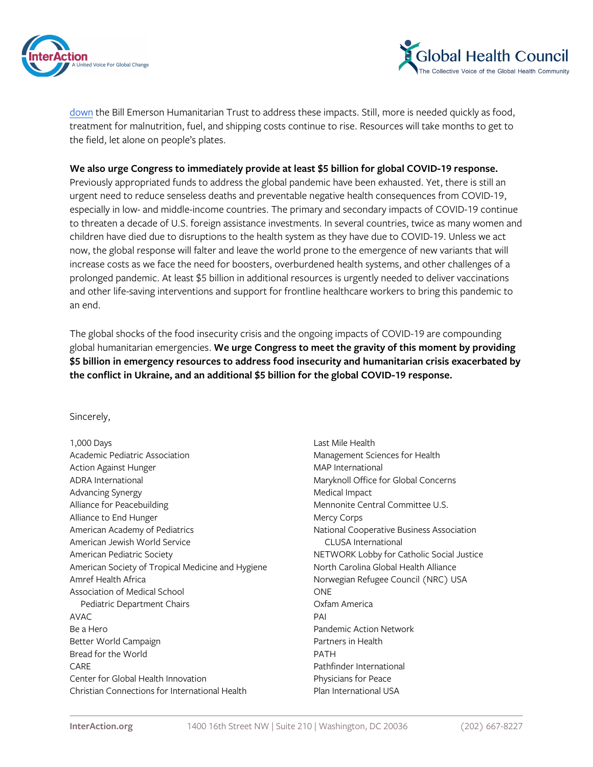down the Bill Emerson Humanitarian Trust to address these impacts. Still, more is needed quickly as food, treatment for malnutrition, fuel, and shipping costs continue to rise. Resources will take months to get to the field, let alone on people's plates.

**We also urge Congress to immediately provide at least $5 billion for global COVID-19 response.** Previously appropriated funds to address the global pandemic have been exhausted. Yet, there is still an urgent need to reduce senseless deaths and preventable negative health consequences from COVID-19, especially in low- and middle-income countries. The primary and secondary impacts of COVID-19 continue to threaten a decade of U.S. foreign assistance investments. In several countries, twice as many women and children have died due to disruptions to the health system as they have due to COVID-19. Unless we act now, the global response will falter and leave the world prone to the emergence of new variants that will increase costs as we face the need for boosters, overburdened health systems, and other challenges of a prolonged pandemic. At least $5 billion in additional resources is urgently needed to deliver vaccinations and other life-saving interventions and support for frontline healthcare workers to bring this pandemic to an end.

The global shocks of the food insecurity crisis and the ongoing impacts of COVID-19 are compounding global humanitarian emergencies. **We urge Congress to meet the gravity of this moment by providing $5 billion in emergency resources to address food insecurity and humanitarian crisis exacerbated by the conflict in Ukraine, and an additional $5 billion for the global COVID-19 response.**

Sincerely,

1,000 Days
Academic Pediatric Association
Action Against Hunger
ADRA International
Advancing Synergy
Alliance for Peacebuilding
Alliance to End Hunger
American Academy of Pediatrics
American Jewish World Service
American Pediatric Society
American Society of Tropical Medicine and Hygiene
Amref Health Africa
Association of Medical School Pediatric Department Chairs
AVAC
Be a Hero
Better World Campaign
Bread for the World
CARE
Center for Global Health Innovation
Christian Connections for International Health
Last Mile Health
Management Sciences for Health
MAP International
Maryknoll Office for Global Concerns
Medical Impact
Mennonite Central Committee U.S.
Mercy Corps
National Cooperative Business Association CLUSA International
NETWORK Lobby for Catholic Social Justice
North Carolina Global Health Alliance
Norwegian Refugee Council (NRC) USA
ONE
Oxfam America
PAI
Pandemic Action Network
Partners in Health
PATH
Pathfinder International
Physicians for Peace
Plan International USA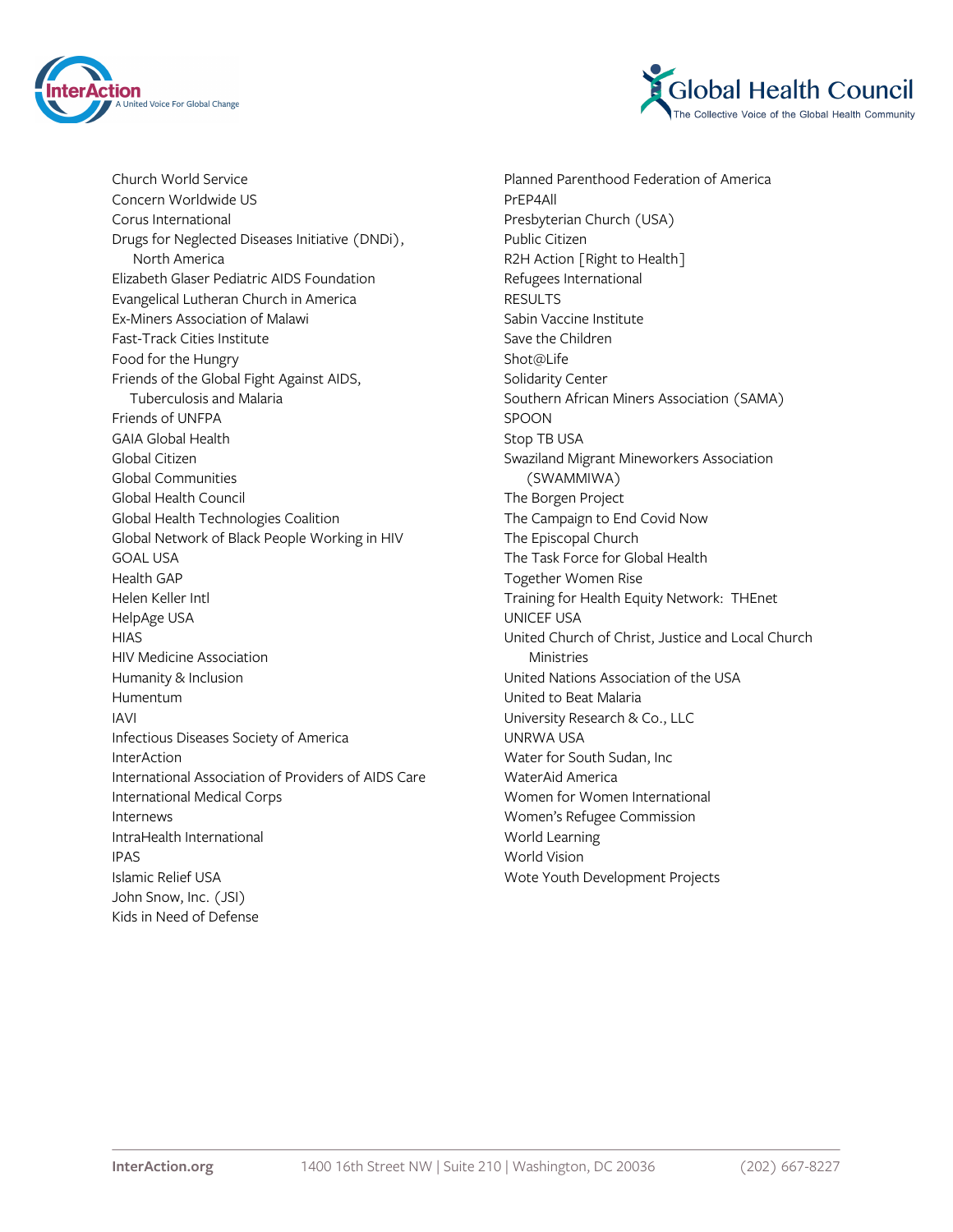Church World Service
Concern Worldwide US
Corus International
Drugs for Neglected Diseases Initiative (DNDi), North America
Elizabeth Glaser Pediatric AIDS Foundation
Evangelical Lutheran Church in America
Ex-Miners Association of Malawi
Fast-Track Cities Institute
Food for the Hungry
Friends of the Global Fight Against AIDS, Tuberculosis and Malaria
Friends of UNFPA
GAIA Global Health
Global Citizen
Global Communities
Global Health Council
Global Health Technologies Coalition
Global Network of Black People Working in HIV
GOAL USA
Health GAP
Helen Keller Intl
HelpAge USA
HIAS
HIV Medicine Association
Humanity & Inclusion
Humentum
IAVI
Infectious Diseases Society of America
InterAction
International Association of Providers of AIDS Care
International Medical Corps
Internews
IntraHealth International
IPAS
Islamic Relief USA
John Snow, Inc. (JSI)
Kids in Need of Defense
Planned Parenthood Federation of America
PrEP4All
Presbyterian Church (USA)
Public Citizen
R2H Action [Right to Health]
Refugees International
RESULTS
Sabin Vaccine Institute
Save the Children
Shot@Life
Solidarity Center
Southern African Miners Association (SAMA)
SPOON
Stop TB USA
Swaziland Migrant Mineworkers Association (SWAMMIWA)
The Borgen Project
The Campaign to End Covid Now
The Episcopal Church
The Task Force for Global Health
Together Women Rise
Training for Health Equity Network: THEnet
UNICEF USA
United Church of Christ, Justice and Local Church Ministries
United Nations Association of the USA
United to Beat Malaria
University Research & Co., LLC
UNRWA USA
Water for South Sudan, Inc
WaterAid America
Women for Women International
Women's Refugee Commission
World Learning
World Vision
Wote Youth Development Projects